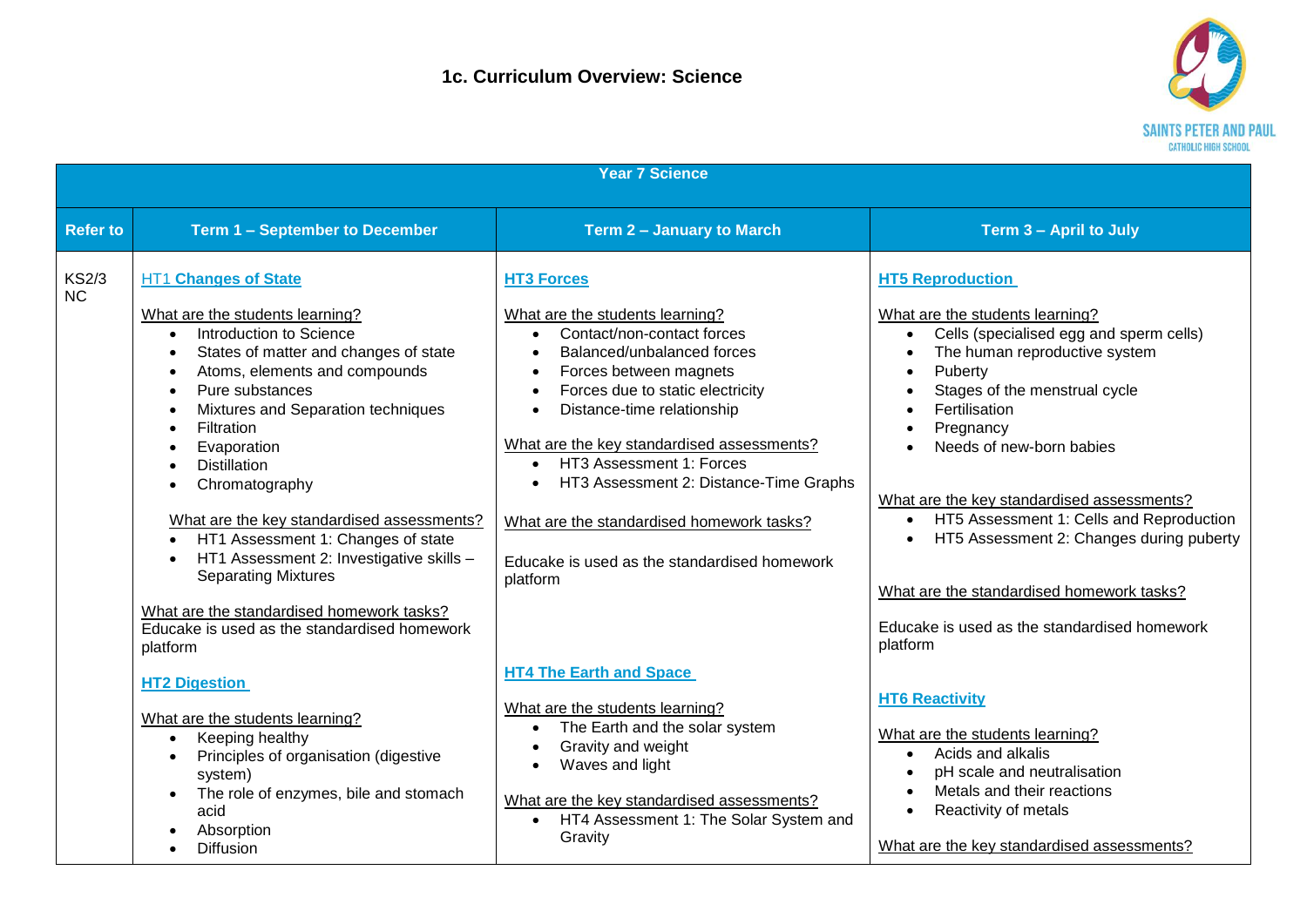# 1c. Curriculum Overview: Science

SAINTS PETER AND PAUL CATHOLIC HIGH SCHOOL

| Year 7 Science | | | |
|---|---|---|---|
| **Refer to** | **Term 1 – September to December** | **Term 2 – January to March** | **Term 3 – April to July** |
| KS2/3 NC | **HT1 Changes of State**<br><br>What are the students learning?<br>• Introduction to Science<br>• States of matter and changes of state<br>• Atoms, elements and compounds<br>• Pure substances<br>• Mixtures and Separation techniques<br>• Filtration<br>• Evaporation<br>• Distillation<br>• Chromatography<br><br>What are the key standardised assessments?<br>• HT1 Assessment 1: Changes of state<br>• HT1 Assessment 2: Investigative skills – Separating Mixtures<br><br>What are the standardised homework tasks?<br>Educake is used as the standardised homework platform<br><br>**HT2 Digestion**<br><br>What are the students learning?<br>• Keeping healthy<br>• Principles of organisation (digestive system)<br>• The role of enzymes, bile and stomach acid<br>• Absorption<br>• Diffusion | **HT3 Forces**<br><br>What are the students learning?<br>• Contact/non-contact forces<br>• Balanced/unbalanced forces<br>• Forces between magnets<br>• Forces due to static electricity<br>• Distance-time relationship<br><br>What are the key standardised assessments?<br>• HT3 Assessment 1: Forces<br>• HT3 Assessment 2: Distance-Time Graphs<br><br>What are the standardised homework tasks?<br><br>Educake is used as the standardised homework platform<br><br>**HT4 The Earth and Space**<br><br>What are the students learning?<br>• The Earth and the solar system<br>• Gravity and weight<br>• Waves and light<br><br>What are the key standardised assessments?<br>• HT4 Assessment 1: The Solar System and Gravity | **HT5 Reproduction**<br><br>What are the students learning?<br>• Cells (specialised egg and sperm cells)<br>• The human reproductive system<br>• Puberty<br>• Stages of the menstrual cycle<br>• Fertilisation<br>• Pregnancy<br>• Needs of new-born babies<br><br>What are the key standardised assessments?<br>• HT5 Assessment 1: Cells and Reproduction<br>• HT5 Assessment 2: Changes during puberty<br><br>What are the standardised homework tasks?<br><br>Educake is used as the standardised homework platform<br><br>**HT6 Reactivity**<br><br>What are the students learning?<br>• Acids and alkalis<br>• pH scale and neutralisation<br>• Metals and their reactions<br>• Reactivity of metals<br><br>What are the key standardised assessments? |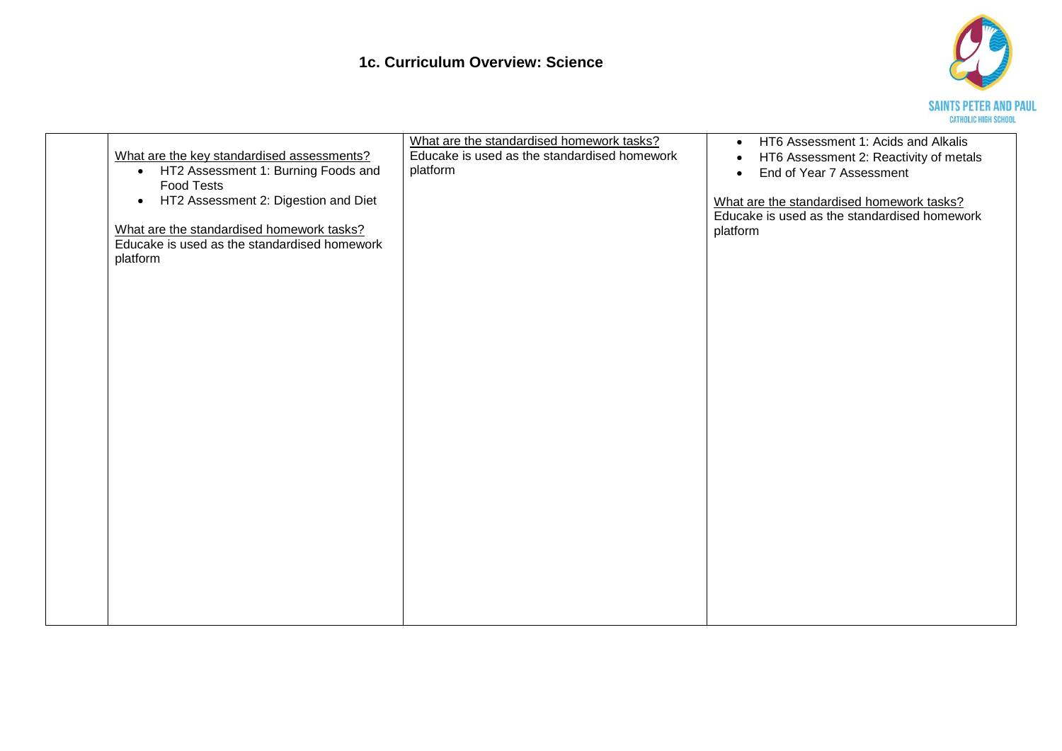# 1c. Curriculum Overview: Science

| | | | |
|---|---|---|---|
| | What are the key standardised assessments?<br>• HT2 Assessment 1: Burning Foods and Food Tests<br>• HT2 Assessment 2: Digestion and Diet<br><br>What are the standardised homework tasks?<br>Educake is used as the standardised homework platform | What are the standardised homework tasks?<br>Educake is used as the standardised homework platform | • HT6 Assessment 1: Acids and Alkalis<br>• HT6 Assessment 2: Reactivity of metals<br>• End of Year 7 Assessment<br><br>What are the standardised homework tasks?<br>Educake is used as the standardised homework platform |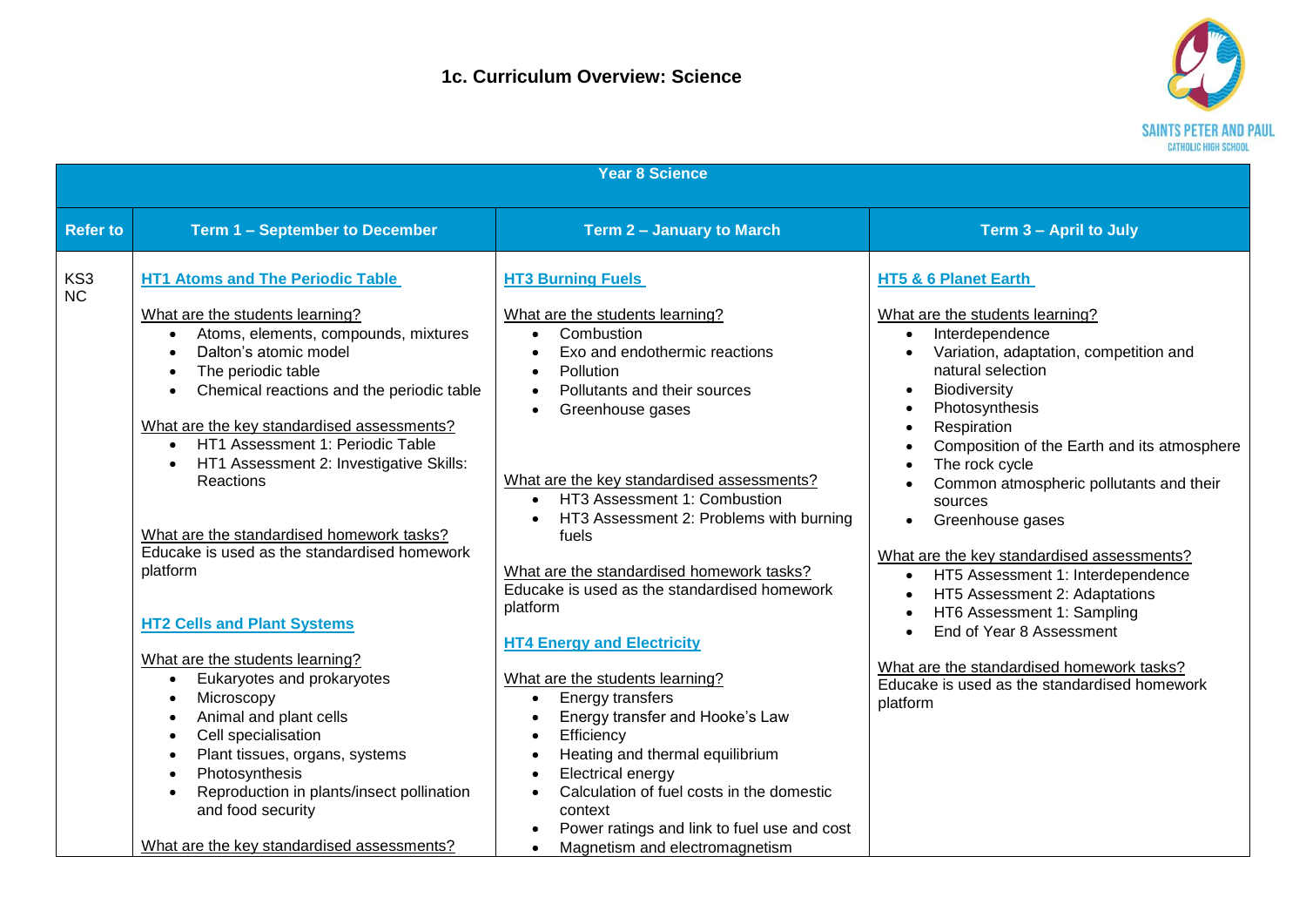# 1c. Curriculum Overview: Science

SAINTS PETER AND PAUL CATHOLIC HIGH SCHOOL

| Year 8 Science | | | |
|---|---|---|---|
| **Refer to** | **Term 1 – September to December** | **Term 2 – January to March** | **Term 3 – April to July** |
| KS3 NC | **HT1 Atoms and The Periodic Table**<br><br>What are the students learning?<br>• Atoms, elements, compounds, mixtures<br>• Dalton's atomic model<br>• The periodic table<br>• Chemical reactions and the periodic table<br><br>What are the key standardised assessments?<br>• HT1 Assessment 1: Periodic Table<br>• HT1 Assessment 2: Investigative Skills: Reactions<br><br>What are the standardised homework tasks?<br>Educake is used as the standardised homework platform<br><br>**HT2 Cells and Plant Systems**<br><br>What are the students learning?<br>• Eukaryotes and prokaryotes<br>• Microscopy<br>• Animal and plant cells<br>• Cell specialisation<br>• Plant tissues, organs, systems<br>• Photosynthesis<br>• Reproduction in plants/insect pollination and food security<br><br>What are the key standardised assessments? | **HT3 Burning Fuels**<br><br>What are the students learning?<br>• Combustion<br>• Exo and endothermic reactions<br>• Pollution<br>• Pollutants and their sources<br>• Greenhouse gases<br><br>What are the key standardised assessments?<br>• HT3 Assessment 1: Combustion<br>• HT3 Assessment 2: Problems with burning fuels<br><br>What are the standardised homework tasks?<br>Educake is used as the standardised homework platform<br><br>**HT4 Energy and Electricity**<br><br>What are the students learning?<br>• Energy transfers<br>• Energy transfer and Hooke's Law<br>• Efficiency<br>• Heating and thermal equilibrium<br>• Electrical energy<br>• Calculation of fuel costs in the domestic context<br>• Power ratings and link to fuel use and cost<br>• Magnetism and electromagnetism | **HT5 & 6 Planet Earth**<br><br>What are the students learning?<br>• Interdependence<br>• Variation, adaptation, competition and natural selection<br>• Biodiversity<br>• Photosynthesis<br>• Respiration<br>• Composition of the Earth and its atmosphere<br>• The rock cycle<br>• Common atmospheric pollutants and their sources<br>• Greenhouse gases<br><br>What are the key standardised assessments?<br>• HT5 Assessment 1: Interdependence<br>• HT5 Assessment 2: Adaptations<br>• HT6 Assessment 1: Sampling<br>• End of Year 8 Assessment<br><br>What are the standardised homework tasks?<br>Educake is used as the standardised homework platform |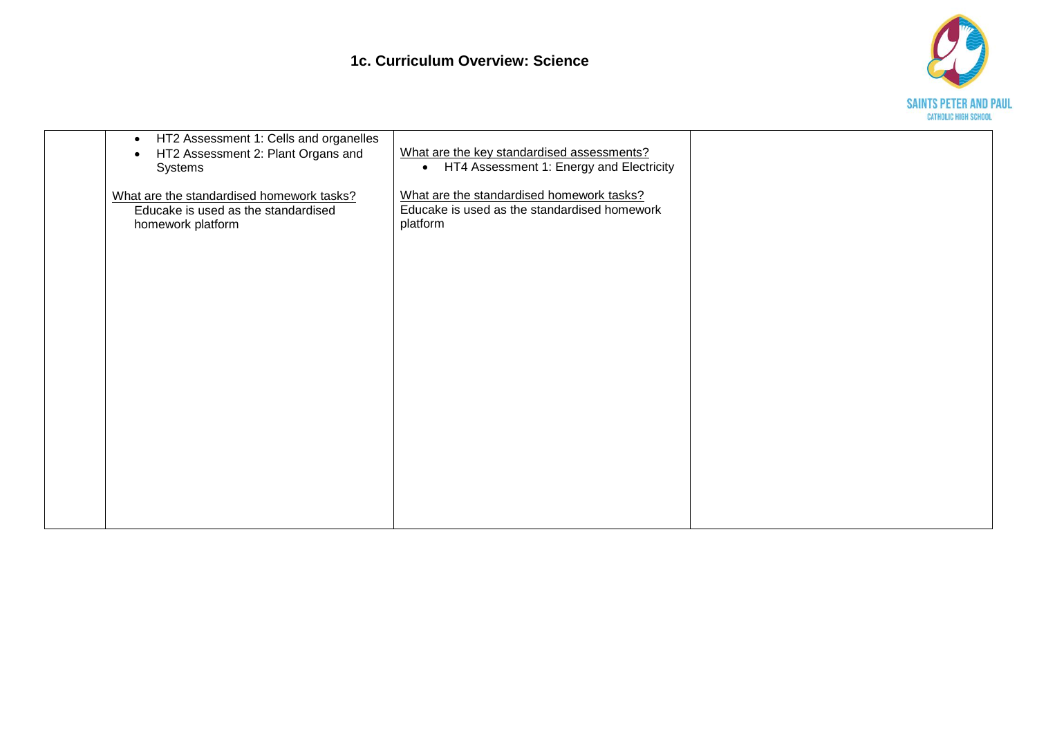# 1c. Curriculum Overview: Science

| | | | |
|---|---|---|---|
| | • HT2 Assessment 1: Cells and organelles<br>• HT2 Assessment 2: Plant Organs and Systems<br><br><u>What are the standardised homework tasks?</u><br>Educake is used as the standardised homework platform | <u>What are the key standardised assessments?</u><br>• HT4 Assessment 1: Energy and Electricity<br><br><u>What are the standardised homework tasks?</u><br>Educake is used as the standardised homework platform | |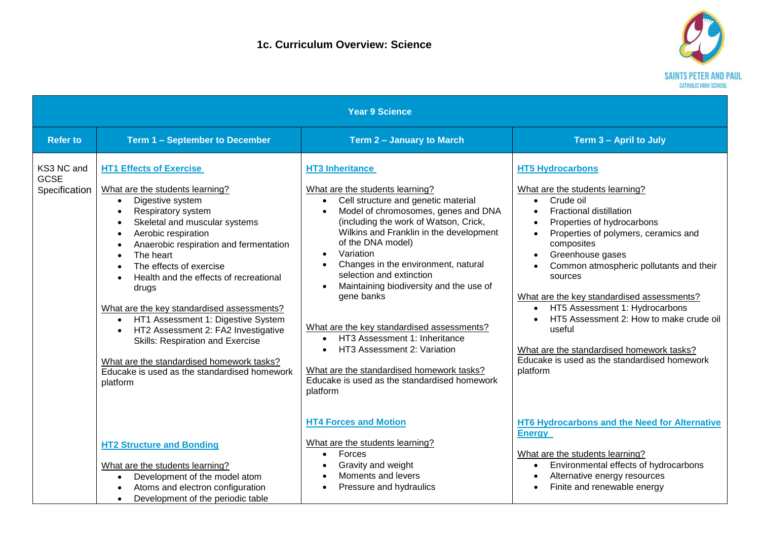# 1c. Curriculum Overview: Science

| Year 9 Science | | | |
|---|---|---|---|
| **Refer to** | **Term 1 – September to December** | **Term 2 – January to March** | **Term 3 – April to July** |
| KS3 NC and GCSE Specification | **HT1 Effects of Exercise**<br><br>What are the students learning?<br>• Digestive system<br>• Respiratory system<br>• Skeletal and muscular systems<br>• Aerobic respiration<br>• Anaerobic respiration and fermentation<br>• The heart<br>• The effects of exercise<br>• Health and the effects of recreational drugs<br><br>What are the key standardised assessments?<br>• HT1 Assessment 1: Digestive System<br>• HT2 Assessment 2: FA2 Investigative Skills: Respiration and Exercise<br><br>What are the standardised homework tasks?<br>Educake is used as the standardised homework platform<br><br>**HT2 Structure and Bonding**<br><br>What are the students learning?<br>• Development of the model atom<br>• Atoms and electron configuration<br>• Development of the periodic table | **HT3 Inheritance**<br><br>What are the students learning?<br>• Cell structure and genetic material<br>• Model of chromosomes, genes and DNA (including the work of Watson, Crick, Wilkins and Franklin in the development of the DNA model)<br>• Variation<br>• Changes in the environment, natural selection and extinction<br>• Maintaining biodiversity and the use of gene banks<br><br>What are the key standardised assessments?<br>• HT3 Assessment 1: Inheritance<br>• HT3 Assessment 2: Variation<br><br>What are the standardised homework tasks?<br>Educake is used as the standardised homework platform<br><br>**HT4 Forces and Motion**<br><br>What are the students learning?<br>• Forces<br>• Gravity and weight<br>• Moments and levers<br>• Pressure and hydraulics | **HT5 Hydrocarbons**<br><br>What are the students learning?<br>• Crude oil<br>• Fractional distillation<br>• Properties of hydrocarbons<br>• Properties of polymers, ceramics and composites<br>• Greenhouse gases<br>• Common atmospheric pollutants and their sources<br><br>What are the key standardised assessments?<br>• HT5 Assessment 1: Hydrocarbons<br>• HT5 Assessment 2: How to make crude oil useful<br><br>What are the standardised homework tasks?<br>Educake is used as the standardised homework platform<br><br>**HT6 Hydrocarbons and the Need for Alternative Energy**<br><br>What are the students learning?<br>• Environmental effects of hydrocarbons<br>• Alternative energy resources<br>• Finite and renewable energy |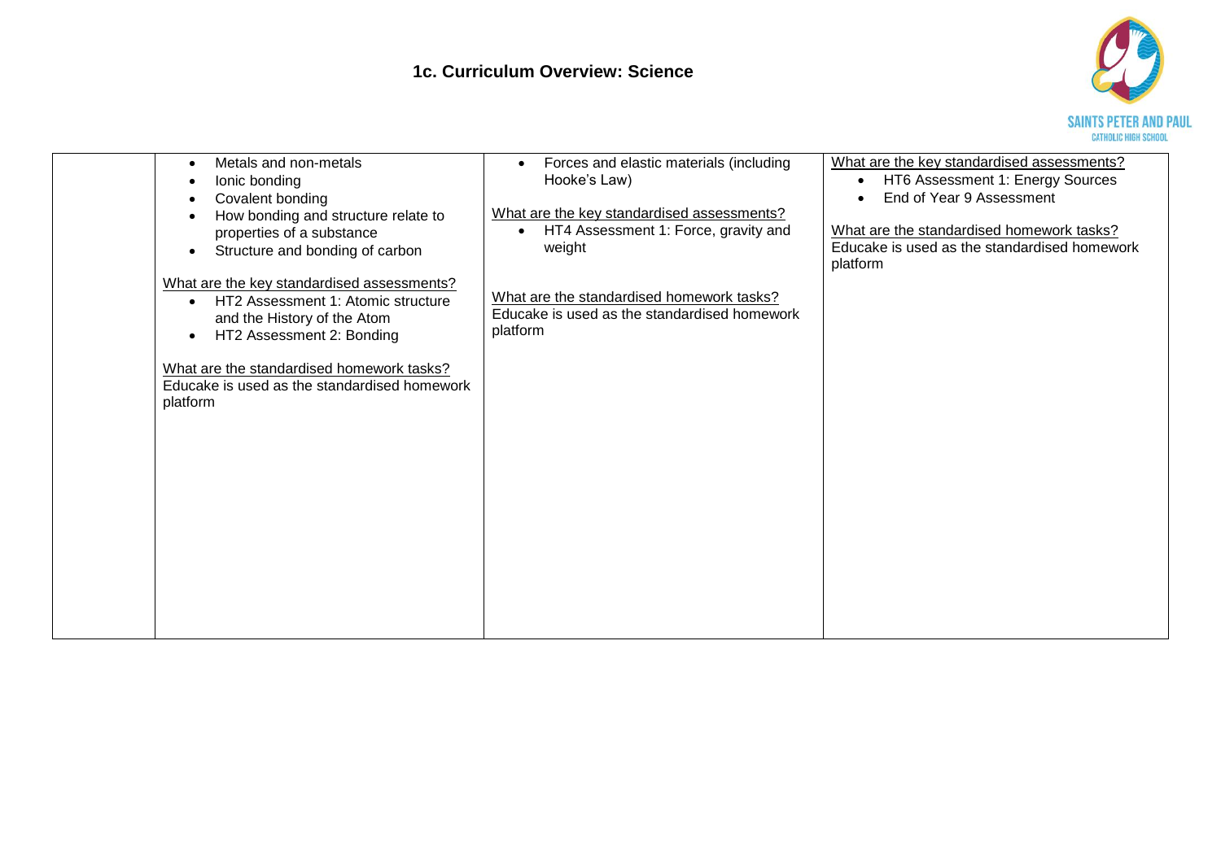# 1c. Curriculum Overview: Science

| | | | |
|---|---|---|---|
| | • Metals and non-metals<br>• Ionic bonding<br>• Covalent bonding<br>• How bonding and structure relate to properties of a substance<br>• Structure and bonding of carbon<br><br>What are the key standardised assessments?<br>• HT2 Assessment 1: Atomic structure and the History of the Atom<br>• HT2 Assessment 2: Bonding<br><br>What are the standardised homework tasks?<br>Educake is used as the standardised homework platform | • Forces and elastic materials (including Hooke's Law)<br><br>What are the key standardised assessments?<br>• HT4 Assessment 1: Force, gravity and weight<br><br>What are the standardised homework tasks?<br>Educake is used as the standardised homework platform | What are the key standardised assessments?<br>• HT6 Assessment 1: Energy Sources<br>• End of Year 9 Assessment<br><br>What are the standardised homework tasks?<br>Educake is used as the standardised homework platform |